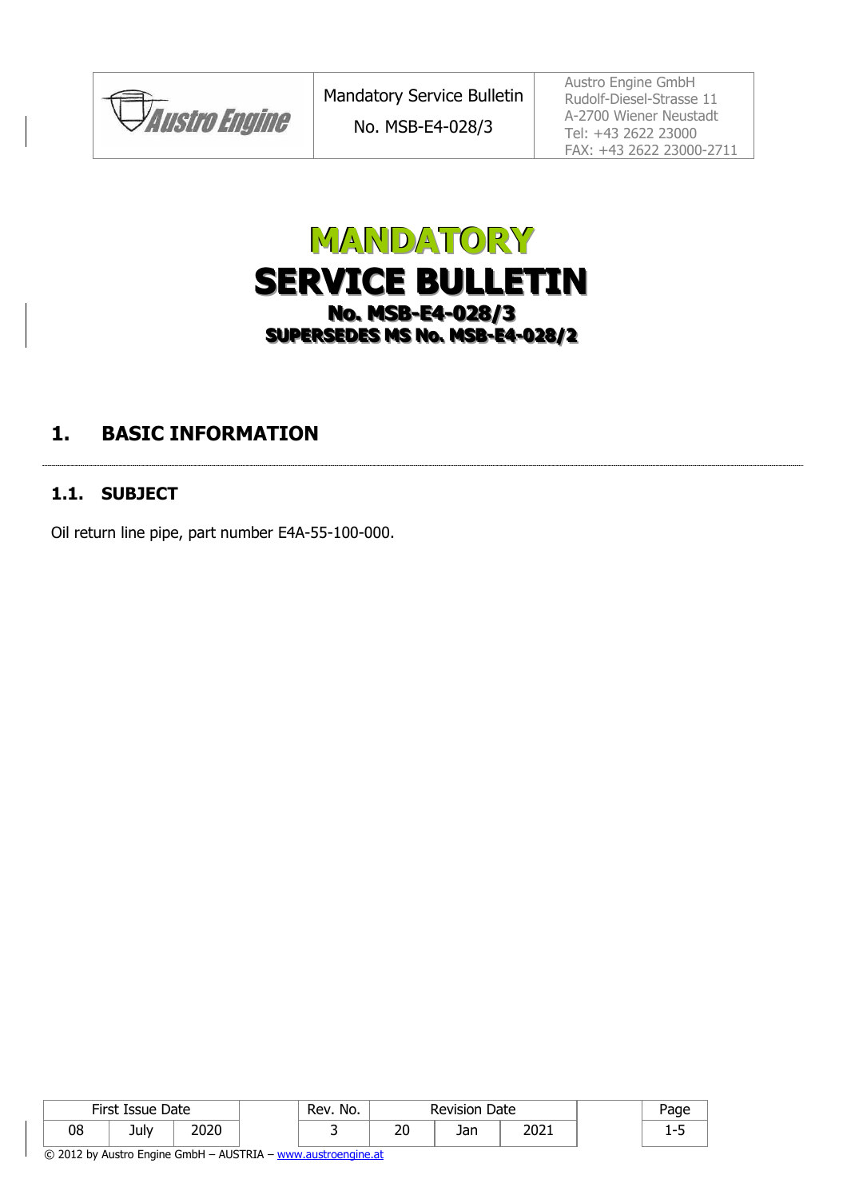# MANDATORY SERVICE BULLETIN

## No. MSB-E4-028/3

## SUPERSEDES MS No. MSB-E4-028/2

# 1. BASIC INFORMATION

## 1.1. SUBJECT

Oil return line pipe, part number E4A-55-100-000.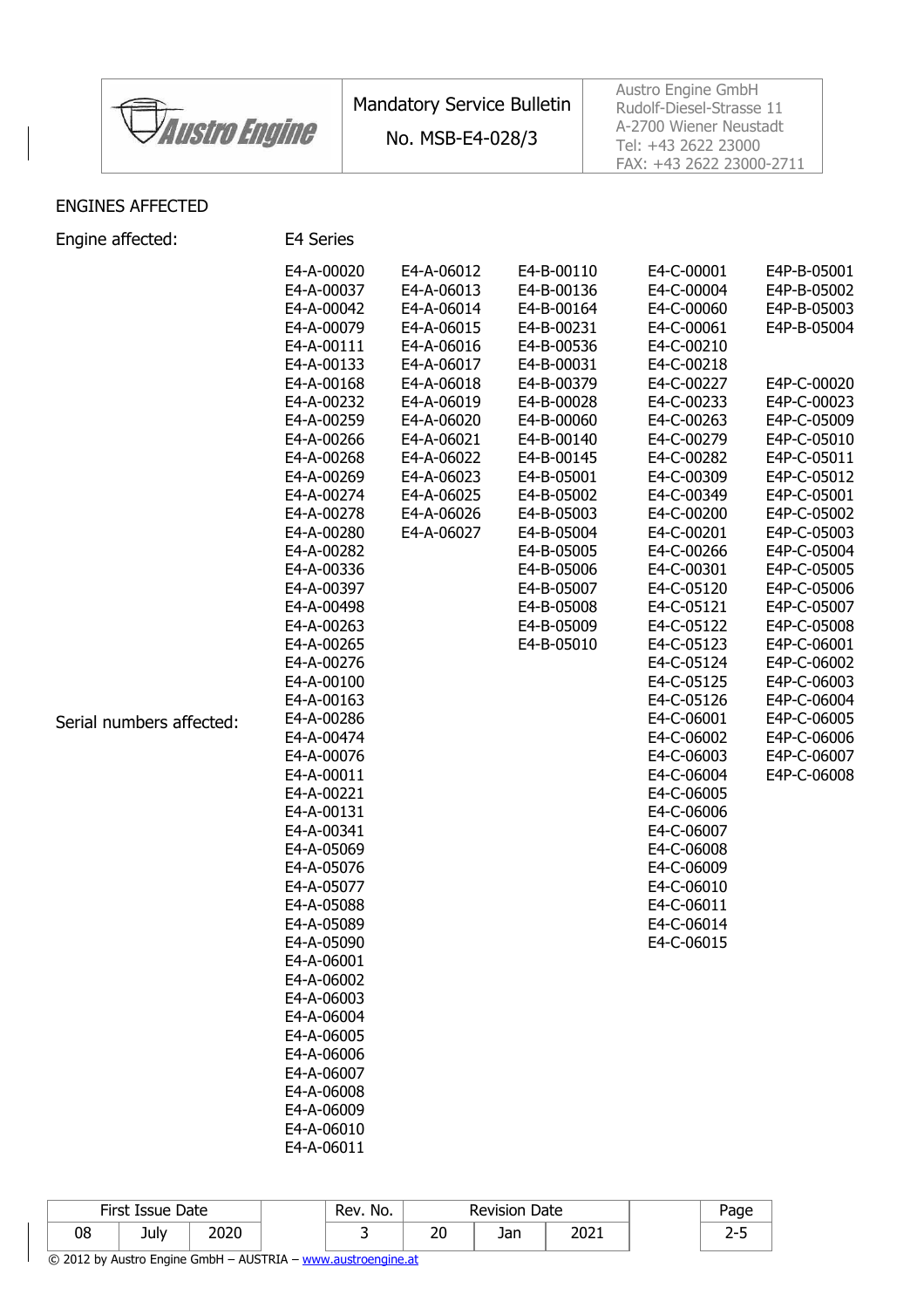ENGINES AFFECTED

Engine affected: E4 Series

Serial numbers affected:

| | | | | |
|---|---|---|---|---|
| E4-A-00020 | E4-A-06012 | E4-B-00110 | E4-C-00001 | E4P-B-05001 |
| E4-A-00037 | E4-A-06013 | E4-B-00136 | E4-C-00004 | E4P-B-05002 |
| E4-A-00042 | E4-A-06014 | E4-B-00164 | E4-C-00060 | E4P-B-05003 |
| E4-A-00079 | E4-A-06015 | E4-B-00231 | E4-C-00061 | E4P-B-05004 |
| E4-A-00111 | E4-A-06016 | E4-B-00536 | E4-C-00210 | |
| E4-A-00133 | E4-A-06017 | E4-B-00031 | E4-C-00218 | |
| E4-A-00168 | E4-A-06018 | E4-B-00379 | E4-C-00227 | E4P-C-00020 |
| E4-A-00232 | E4-A-06019 | E4-B-00028 | E4-C-00233 | E4P-C-00023 |
| E4-A-00259 | E4-A-06020 | E4-B-00060 | E4-C-00263 | E4P-C-05009 |
| E4-A-00266 | E4-A-06021 | E4-B-00140 | E4-C-00279 | E4P-C-05010 |
| E4-A-00268 | E4-A-06022 | E4-B-00145 | E4-C-00282 | E4P-C-05011 |
| E4-A-00269 | E4-A-06023 | E4-B-05001 | E4-C-00309 | E4P-C-05012 |
| E4-A-00274 | E4-A-06025 | E4-B-05002 | E4-C-00349 | E4P-C-05001 |
| E4-A-00278 | E4-A-06026 | E4-B-05003 | E4-C-00200 | E4P-C-05002 |
| E4-A-00280 | E4-A-06027 | E4-B-05004 | E4-C-00201 | E4P-C-05003 |
| E4-A-00282 | | E4-B-05005 | E4-C-00266 | E4P-C-05004 |
| E4-A-00336 | | E4-B-05006 | E4-C-00301 | E4P-C-05005 |
| E4-A-00397 | | E4-B-05007 | E4-C-05120 | E4P-C-05006 |
| E4-A-00498 | | E4-B-05008 | E4-C-05121 | E4P-C-05007 |
| E4-A-00263 | | E4-B-05009 | E4-C-05122 | E4P-C-05008 |
| E4-A-00265 | | E4-B-05010 | E4-C-05123 | E4P-C-06001 |
| E4-A-00276 | | | E4-C-05124 | E4P-C-06002 |
| E4-A-00100 | | | E4-C-05125 | E4P-C-06003 |
| E4-A-00163 | | | E4-C-05126 | E4P-C-06004 |
| E4-A-00286 | | | E4-C-06001 | E4P-C-06005 |
| E4-A-00474 | | | E4-C-06002 | E4P-C-06006 |
| E4-A-00076 | | | E4-C-06003 | E4P-C-06007 |
| E4-A-00011 | | | E4-C-06004 | E4P-C-06008 |
| E4-A-00221 | | | E4-C-06005 | |
| E4-A-00131 | | | E4-C-06006 | |
| E4-A-00341 | | | E4-C-06007 | |
| E4-A-05069 | | | E4-C-06008 | |
| E4-A-05076 | | | E4-C-06009 | |
| E4-A-05077 | | | E4-C-06010 | |
| E4-A-05088 | | | E4-C-06011 | |
| E4-A-05089 | | | E4-C-06014 | |
| E4-A-05090 | | | E4-C-06015 | |
| E4-A-06001 | | | | |
| E4-A-06002 | | | | |
| E4-A-06003 | | | | |
| E4-A-06004 | | | | |
| E4-A-06005 | | | | |
| E4-A-06006 | | | | |
| E4-A-06007 | | | | |
| E4-A-06008 | | | | |
| E4-A-06009 | | | | |
| E4-A-06010 | | | | |
| E4-A-06011 | | | | |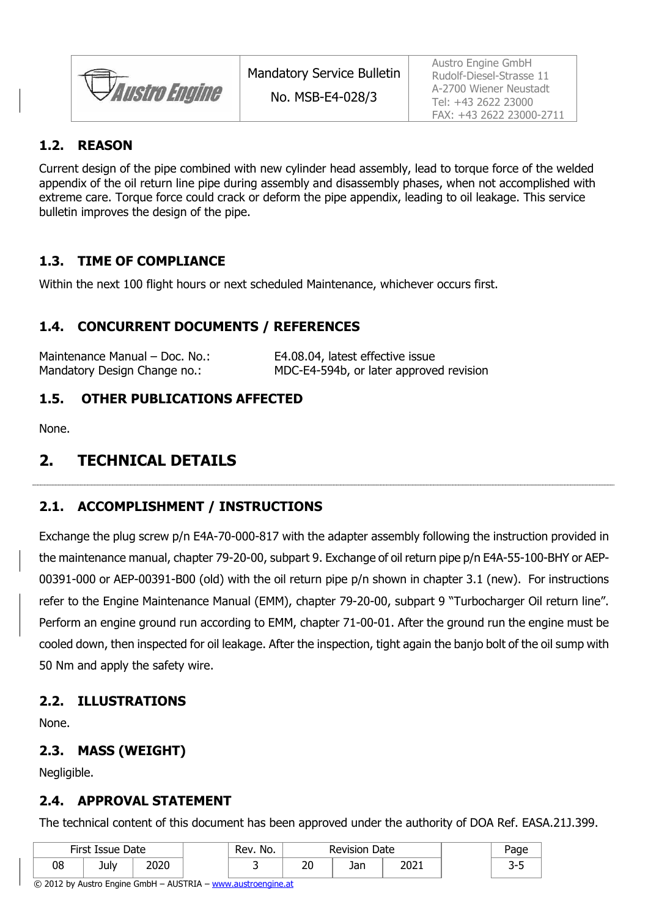## 1.2. REASON

Current design of the pipe combined with new cylinder head assembly, lead to torque force of the welded appendix of the oil return line pipe during assembly and disassembly phases, when not accomplished with extreme care. Torque force could crack or deform the pipe appendix, leading to oil leakage. This service bulletin improves the design of the pipe.

## 1.3. TIME OF COMPLIANCE

Within the next 100 flight hours or next scheduled Maintenance, whichever occurs first.

## 1.4. CONCURRENT DOCUMENTS / REFERENCES

| | |
|---|---|
| Maintenance Manual – Doc. No.: | E4.08.04, latest effective issue |
| Mandatory Design Change no.: | MDC-E4-594b, or later approved revision |

## 1.5. OTHER PUBLICATIONS AFFECTED

None.

# 2. TECHNICAL DETAILS

## 2.1. ACCOMPLISHMENT / INSTRUCTIONS

Exchange the plug screw p/n E4A-70-000-817 with the adapter assembly following the instruction provided in the maintenance manual, chapter 79-20-00, subpart 9. Exchange of oil return pipe p/n E4A-55-100-BHY or AEP-00391-000 or AEP-00391-B00 (old) with the oil return pipe p/n shown in chapter 3.1 (new). For instructions refer to the Engine Maintenance Manual (EMM), chapter 79-20-00, subpart 9 "Turbocharger Oil return line". Perform an engine ground run according to EMM, chapter 71-00-01. After the ground run the engine must be cooled down, then inspected for oil leakage. After the inspection, tight again the banjo bolt of the oil sump with 50 Nm and apply the safety wire.

## 2.2. ILLUSTRATIONS

None.

## 2.3. MASS (WEIGHT)

Negligible.

## 2.4. APPROVAL STATEMENT

The technical content of this document has been approved under the authority of DOA Ref. EASA.21J.399.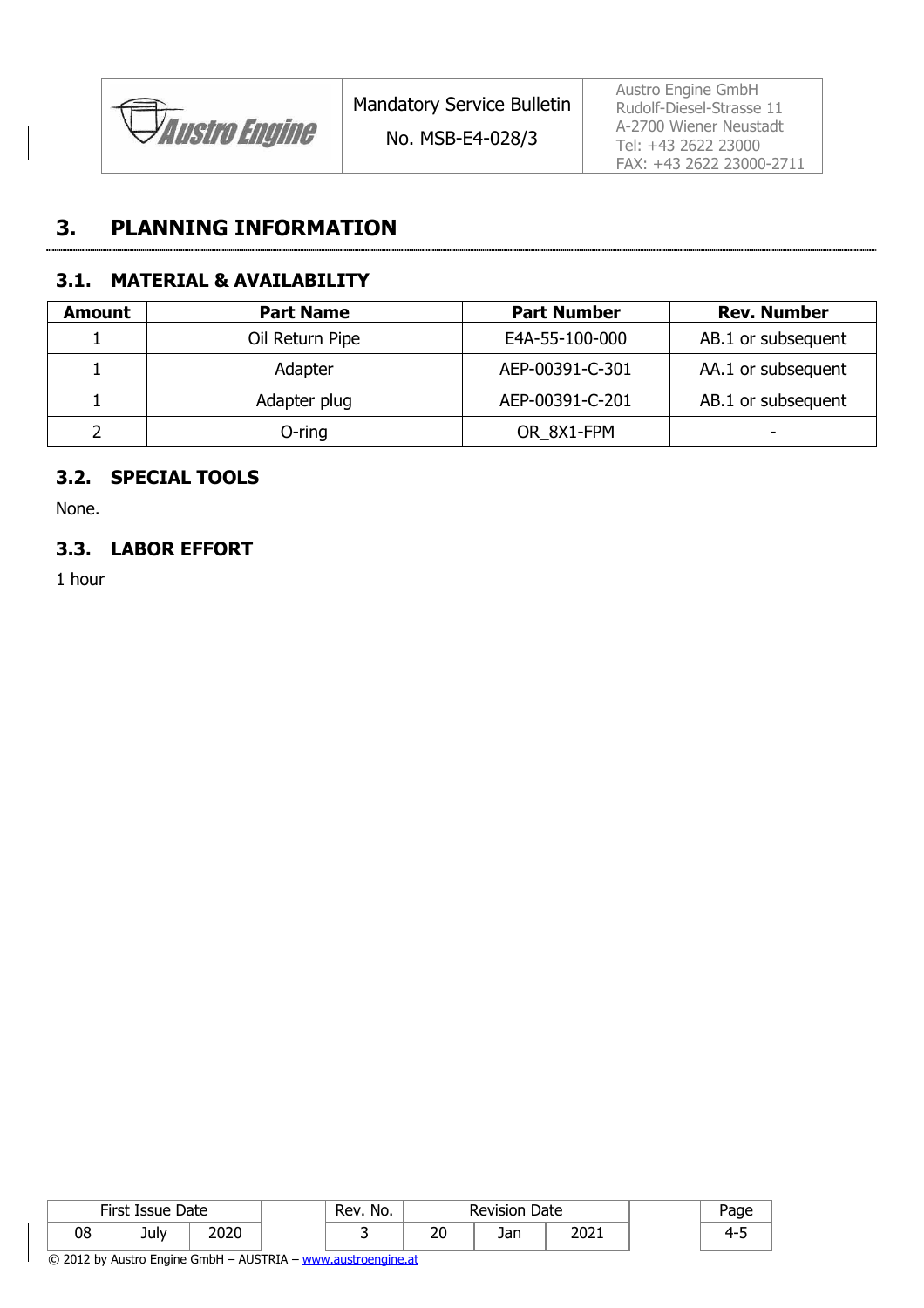# 3. PLANNING INFORMATION

## 3.1. MATERIAL & AVAILABILITY

| Amount | Part Name | Part Number | Rev. Number |
|---|---|---|---|
| 1 | Oil Return Pipe | E4A-55-100-000 | AB.1 or subsequent |
| 1 | Adapter | AEP-00391-C-301 | AA.1 or subsequent |
| 1 | Adapter plug | AEP-00391-C-201 | AB.1 or subsequent |
| 2 | O-ring | OR_8X1-FPM | - |

## 3.2. SPECIAL TOOLS

None.

## 3.3. LABOR EFFORT

1 hour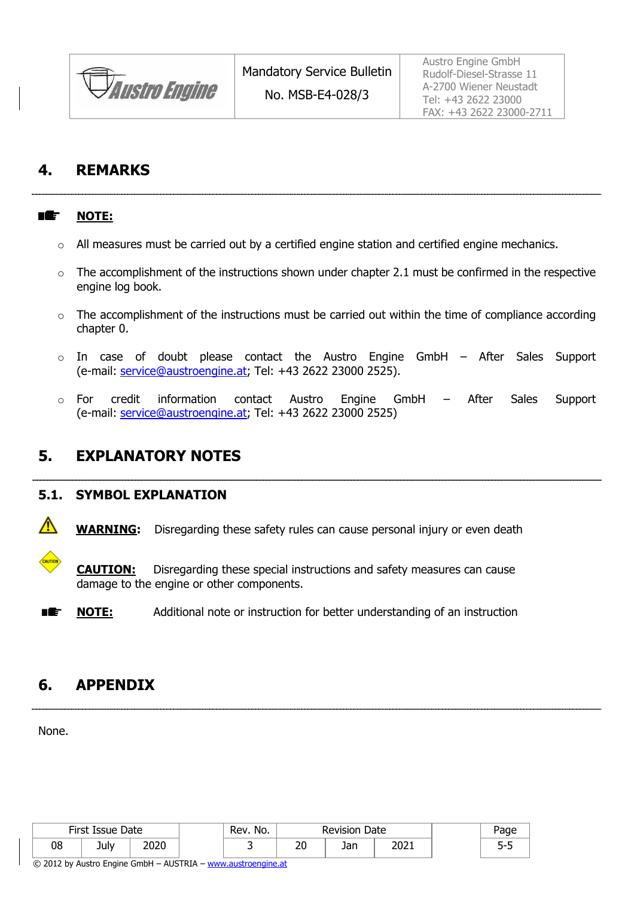# 4. REMARKS

**NOTE:**

- All measures must be carried out by a certified engine station and certified engine mechanics.
- The accomplishment of the instructions shown under chapter 2.1 must be confirmed in the respective engine log book.
- The accomplishment of the instructions must be carried out within the time of compliance according chapter 0.
- In case of doubt please contact the Austro Engine GmbH – After Sales Support (e-mail: service@austroengine.at; Tel: +43 2622 23000 2525).
- For credit information contact Austro Engine GmbH – After Sales Support (e-mail: service@austroengine.at; Tel: +43 2622 23000 2525)

# 5. EXPLANATORY NOTES

## 5.1. SYMBOL EXPLANATION

**WARNING:** Disregarding these safety rules can cause personal injury or even death

**CAUTION:** Disregarding these special instructions and safety measures can cause damage to the engine or other components.

**NOTE:** Additional note or instruction for better understanding of an instruction

# 6. APPENDIX

None.